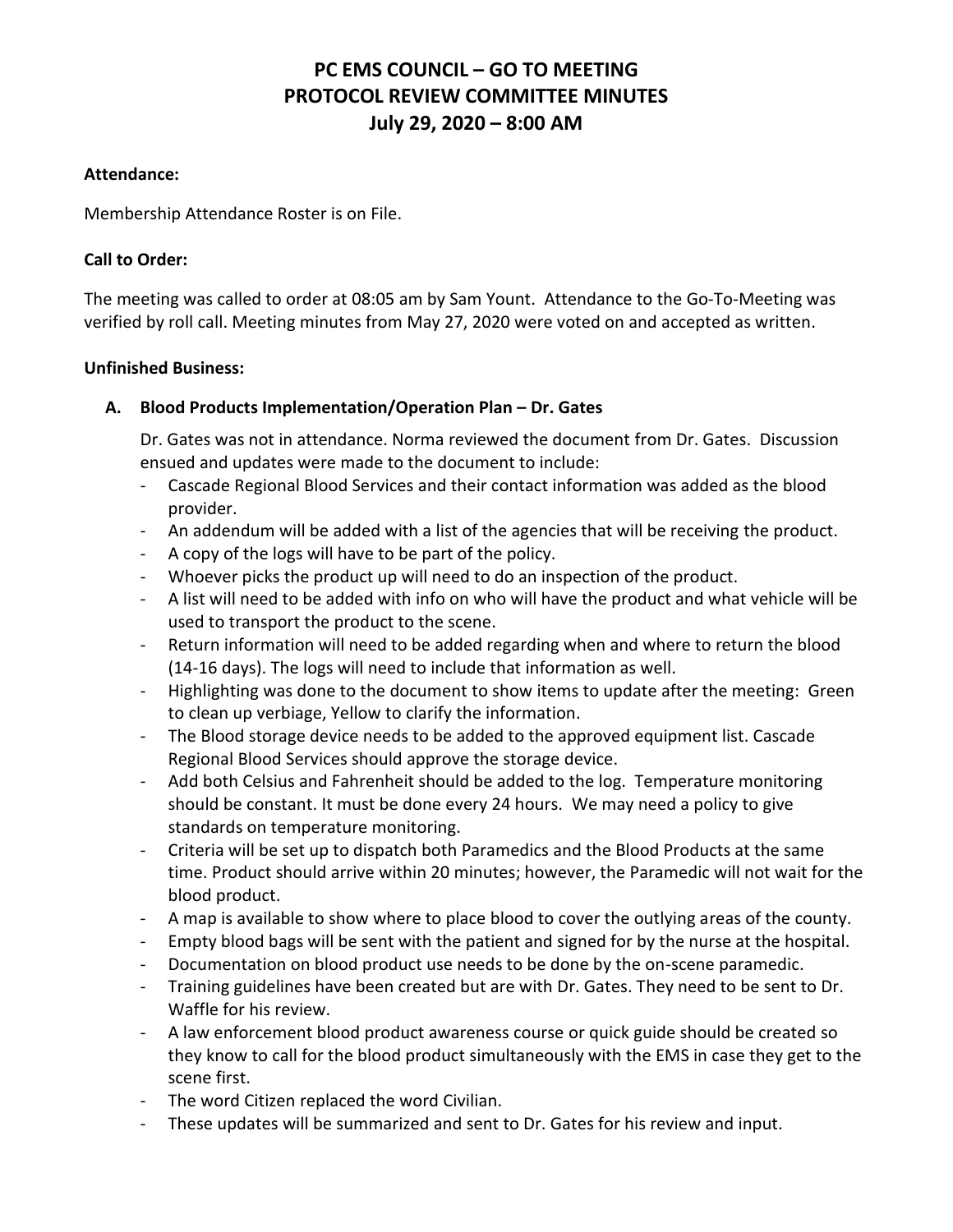# PC EMS COUNCIL – GO TO MEETING
# PROTOCOL REVIEW COMMITTEE MINUTES
# July 29, 2020 – 8:00 AM

**Attendance:**

Membership Attendance Roster is on File.

**Call to Order:**

The meeting was called to order at 08:05 am by Sam Yount. Attendance to the Go-To-Meeting was verified by roll call. Meeting minutes from May 27, 2020 were voted on and accepted as written.

**Unfinished Business:**

**A. Blood Products Implementation/Operation Plan – Dr. Gates**

Dr. Gates was not in attendance. Norma reviewed the document from Dr. Gates. Discussion ensued and updates were made to the document to include:

- Cascade Regional Blood Services and their contact information was added as the blood provider.
- An addendum will be added with a list of the agencies that will be receiving the product.
- A copy of the logs will have to be part of the policy.
- Whoever picks the product up will need to do an inspection of the product.
- A list will need to be added with info on who will have the product and what vehicle will be used to transport the product to the scene.
- Return information will need to be added regarding when and where to return the blood (14-16 days). The logs will need to include that information as well.
- Highlighting was done to the document to show items to update after the meeting: Green to clean up verbiage, Yellow to clarify the information.
- The Blood storage device needs to be added to the approved equipment list. Cascade Regional Blood Services should approve the storage device.
- Add both Celsius and Fahrenheit should be added to the log. Temperature monitoring should be constant. It must be done every 24 hours. We may need a policy to give standards on temperature monitoring.
- Criteria will be set up to dispatch both Paramedics and the Blood Products at the same time. Product should arrive within 20 minutes; however, the Paramedic will not wait for the blood product.
- A map is available to show where to place blood to cover the outlying areas of the county.
- Empty blood bags will be sent with the patient and signed for by the nurse at the hospital.
- Documentation on blood product use needs to be done by the on-scene paramedic.
- Training guidelines have been created but are with Dr. Gates. They need to be sent to Dr. Waffle for his review.
- A law enforcement blood product awareness course or quick guide should be created so they know to call for the blood product simultaneously with the EMS in case they get to the scene first.
- The word Citizen replaced the word Civilian.
- These updates will be summarized and sent to Dr. Gates for his review and input.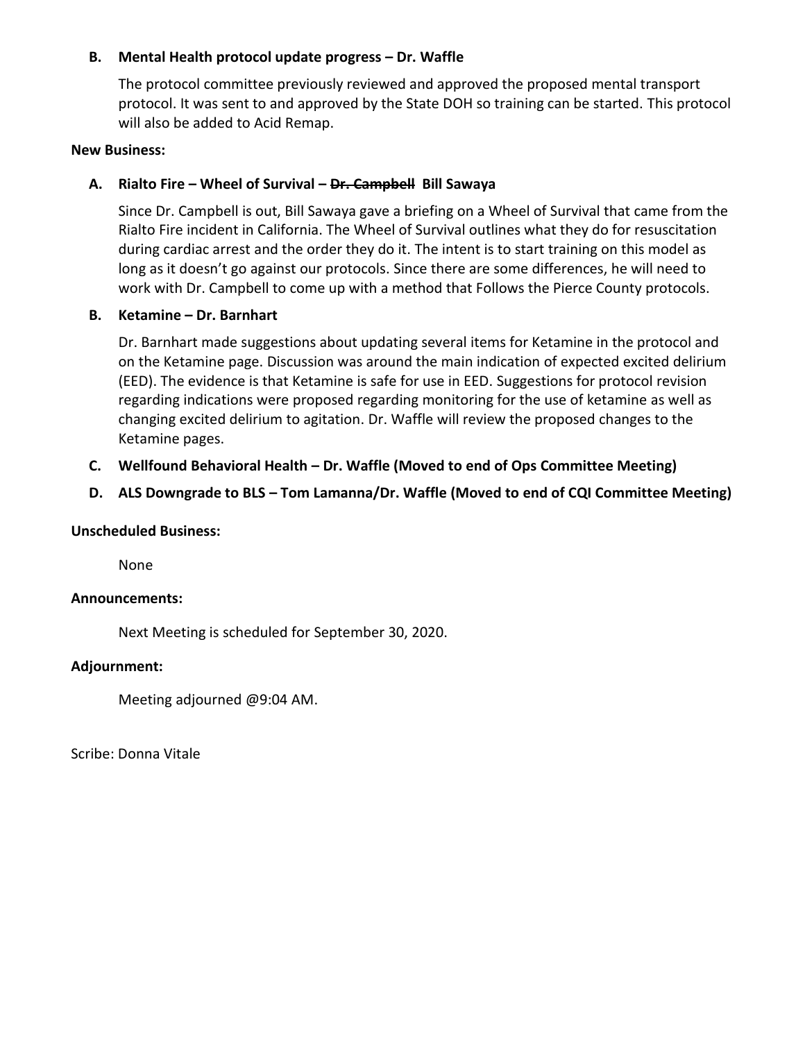**B. Mental Health protocol update progress – Dr. Waffle**

The protocol committee previously reviewed and approved the proposed mental transport protocol. It was sent to and approved by the State DOH so training can be started. This protocol will also be added to Acid Remap.

**New Business:**

**A. Rialto Fire – Wheel of Survival – ~~Dr. Campbell~~ Bill Sawaya**

Since Dr. Campbell is out, Bill Sawaya gave a briefing on a Wheel of Survival that came from the Rialto Fire incident in California. The Wheel of Survival outlines what they do for resuscitation during cardiac arrest and the order they do it. The intent is to start training on this model as long as it doesn't go against our protocols. Since there are some differences, he will need to work with Dr. Campbell to come up with a method that Follows the Pierce County protocols.

**B. Ketamine – Dr. Barnhart**

Dr. Barnhart made suggestions about updating several items for Ketamine in the protocol and on the Ketamine page. Discussion was around the main indication of expected excited delirium (EED). The evidence is that Ketamine is safe for use in EED. Suggestions for protocol revision regarding indications were proposed regarding monitoring for the use of ketamine as well as changing excited delirium to agitation. Dr. Waffle will review the proposed changes to the Ketamine pages.

**C. Wellfound Behavioral Health – Dr. Waffle (Moved to end of Ops Committee Meeting)**

**D. ALS Downgrade to BLS – Tom Lamanna/Dr. Waffle (Moved to end of CQI Committee Meeting)**

**Unscheduled Business:**

None

**Announcements:**

Next Meeting is scheduled for September 30, 2020.

**Adjournment:**

Meeting adjourned @9:04 AM.

Scribe: Donna Vitale